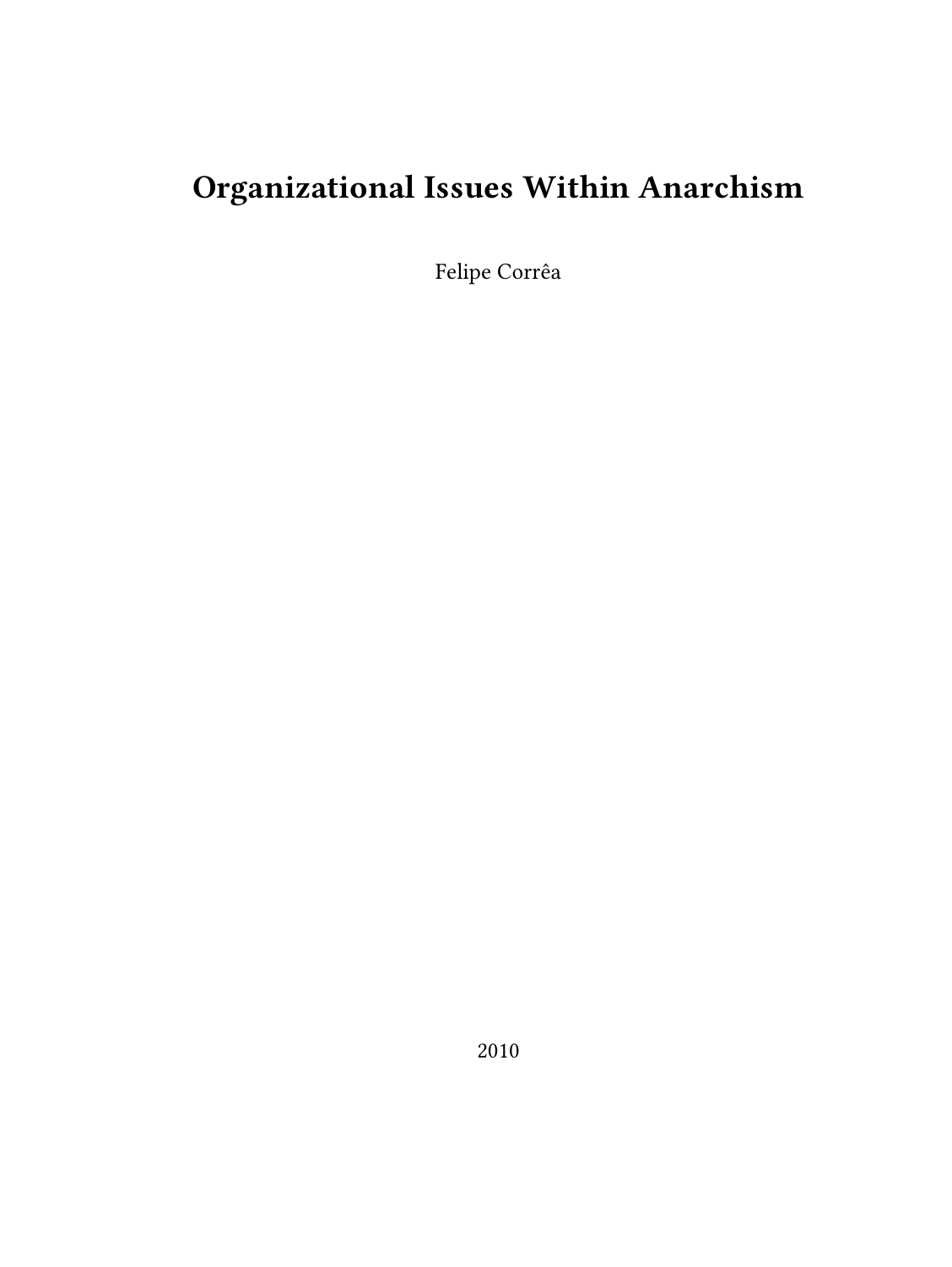# Organizational Issues Within Anarchism

Felipe Corrêa

2010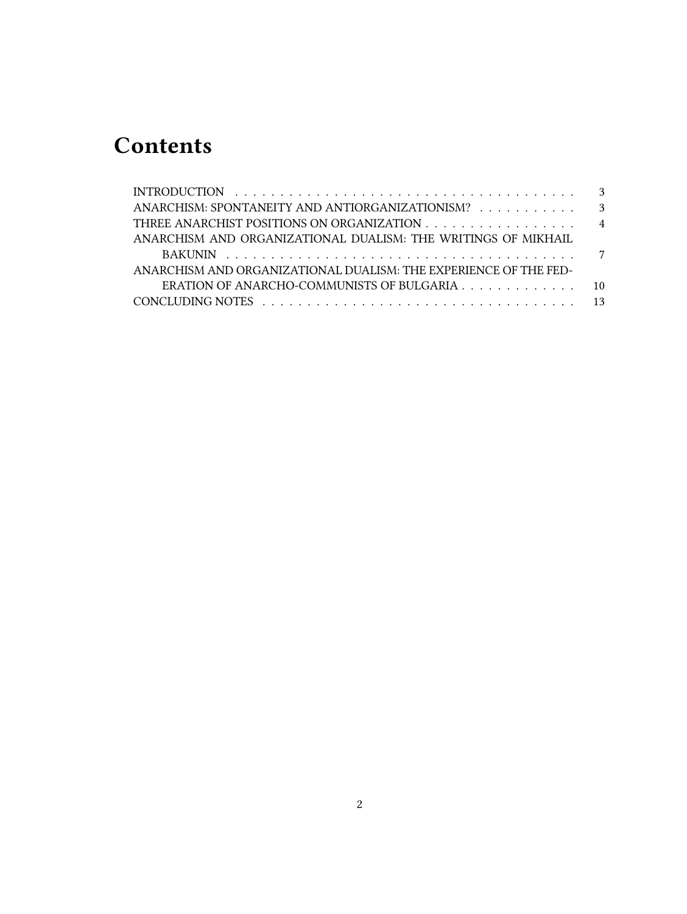# Contents

INTRODUCTION . . . . . . . . . . 3
ANARCHISM: SPONTANEITY AND ANTIORGANIZATIONISM? . . . . . . . . . . 3
THREE ANARCHIST POSITIONS ON ORGANIZATION . . . . . . . . . . 4
ANARCHISM AND ORGANIZATIONAL DUALISM: THE WRITINGS OF MIKHAIL BAKUNIN . . . . . . . . . . 7
ANARCHISM AND ORGANIZATIONAL DUALISM: THE EXPERIENCE OF THE FEDERATION OF ANARCHO-COMMUNISTS OF BULGARIA . . . . . . . . . . 10
CONCLUDING NOTES . . . . . . . . . . 13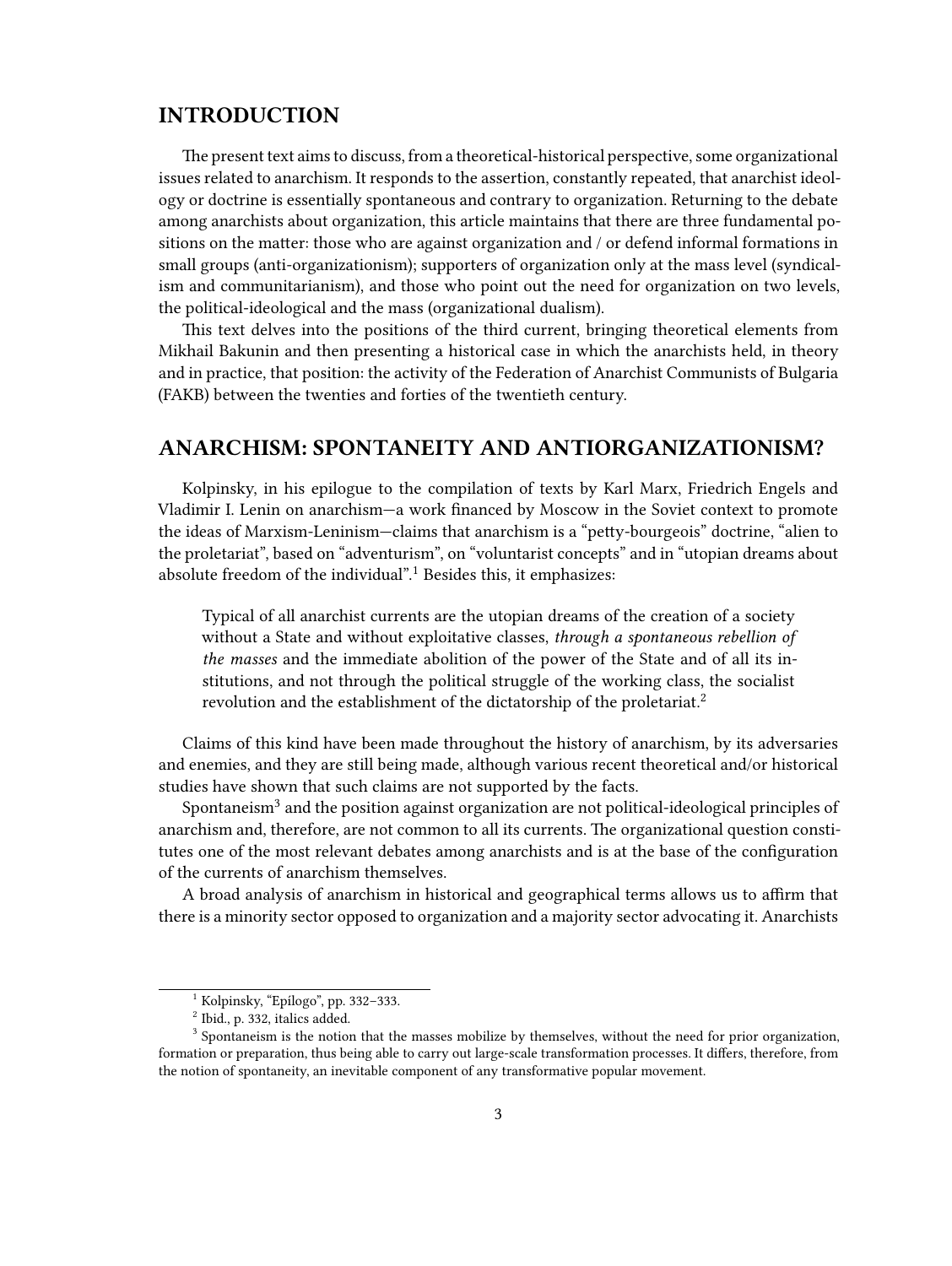## INTRODUCTION

The present text aims to discuss, from a theoretical-historical perspective, some organizational issues related to anarchism. It responds to the assertion, constantly repeated, that anarchist ideology or doctrine is essentially spontaneous and contrary to organization. Returning to the debate among anarchists about organization, this article maintains that there are three fundamental positions on the matter: those who are against organization and / or defend informal formations in small groups (anti-organizationism); supporters of organization only at the mass level (syndicalism and communitarianism), and those who point out the need for organization on two levels, the political-ideological and the mass (organizational dualism).

This text delves into the positions of the third current, bringing theoretical elements from Mikhail Bakunin and then presenting a historical case in which the anarchists held, in theory and in practice, that position: the activity of the Federation of Anarchist Communists of Bulgaria (FAKB) between the twenties and forties of the twentieth century.

## ANARCHISM: SPONTANEITY AND ANTIORGANIZATIONISM?

Kolpinsky, in his epilogue to the compilation of texts by Karl Marx, Friedrich Engels and Vladimir I. Lenin on anarchism—a work financed by Moscow in the Soviet context to promote the ideas of Marxism-Leninism—claims that anarchism is a "petty-bourgeois" doctrine, "alien to the proletariat", based on "adventurism", on "voluntarist concepts" and in "utopian dreams about absolute freedom of the individual".[1] Besides this, it emphasizes:

> Typical of all anarchist currents are the utopian dreams of the creation of a society without a State and without exploitative classes, *through a spontaneous rebellion of the masses* and the immediate abolition of the power of the State and of all its institutions, and not through the political struggle of the working class, the socialist revolution and the establishment of the dictatorship of the proletariat.[2]

Claims of this kind have been made throughout the history of anarchism, by its adversaries and enemies, and they are still being made, although various recent theoretical and/or historical studies have shown that such claims are not supported by the facts.

Spontaneism[3] and the position against organization are not political-ideological principles of anarchism and, therefore, are not common to all its currents. The organizational question constitutes one of the most relevant debates among anarchists and is at the base of the configuration of the currents of anarchism themselves.

A broad analysis of anarchism in historical and geographical terms allows us to affirm that there is a minority sector opposed to organization and a majority sector advocating it. Anarchists

---

[1] Kolpinsky, "Epílogo", pp. 332–333.

[2] Ibid., p. 332, italics added.

[3] Spontaneism is the notion that the masses mobilize by themselves, without the need for prior organization, formation or preparation, thus being able to carry out large-scale transformation processes. It differs, therefore, from the notion of spontaneity, an inevitable component of any transformative popular movement.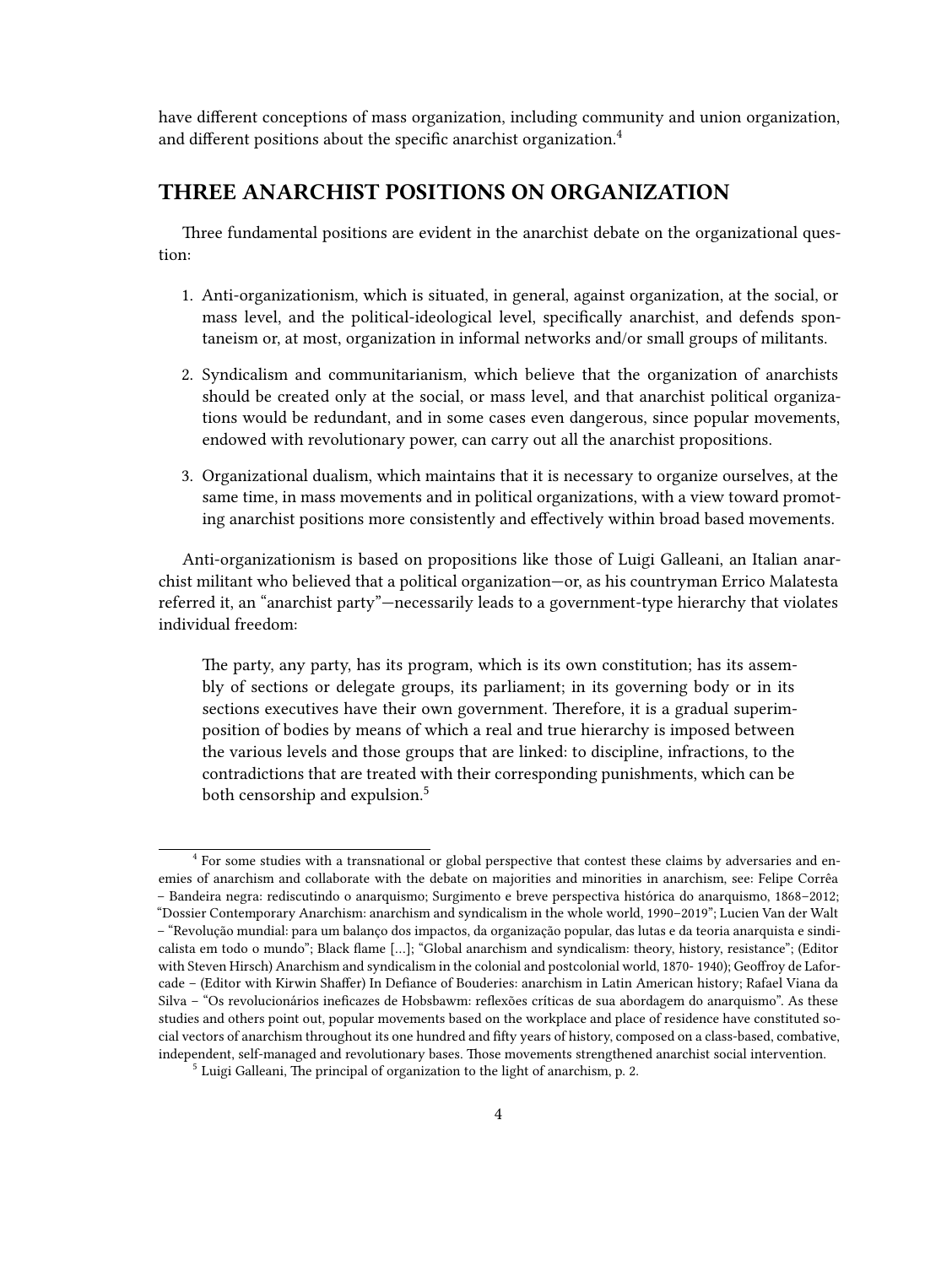have different conceptions of mass organization, including community and union organization, and different positions about the specific anarchist organization.[4]

## THREE ANARCHIST POSITIONS ON ORGANIZATION

Three fundamental positions are evident in the anarchist debate on the organizational question:

1. Anti-organizationism, which is situated, in general, against organization, at the social, or mass level, and the political-ideological level, specifically anarchist, and defends spontaneism or, at most, organization in informal networks and/or small groups of militants.
2. Syndicalism and communitarianism, which believe that the organization of anarchists should be created only at the social, or mass level, and that anarchist political organizations would be redundant, and in some cases even dangerous, since popular movements, endowed with revolutionary power, can carry out all the anarchist propositions.
3. Organizational dualism, which maintains that it is necessary to organize ourselves, at the same time, in mass movements and in political organizations, with a view toward promoting anarchist positions more consistently and effectively within broad based movements.

Anti-organizationism is based on propositions like those of Luigi Galleani, an Italian anarchist militant who believed that a political organization—or, as his countryman Errico Malatesta referred it, an "anarchist party"—necessarily leads to a government-type hierarchy that violates individual freedom:

> The party, any party, has its program, which is its own constitution; has its assembly of sections or delegate groups, its parliament; in its governing body or in its sections executives have their own government. Therefore, it is a gradual superimposition of bodies by means of which a real and true hierarchy is imposed between the various levels and those groups that are linked: to discipline, infractions, to the contradictions that are treated with their corresponding punishments, which can be both censorship and expulsion.[5]

---

[4] For some studies with a transnational or global perspective that contest these claims by adversaries and enemies of anarchism and collaborate with the debate on majorities and minorities in anarchism, see: Felipe Corrêa – Bandeira negra: rediscutindo o anarquismo; Surgimento e breve perspectiva histórica do anarquismo, 1868–2012; "Dossier Contemporary Anarchism: anarchism and syndicalism in the whole world, 1990–2019"; Lucien Van der Walt – "Revolução mundial: para um balanço dos impactos, da organização popular, das lutas e da teoria anarquista e sindicalista em todo o mundo"; Black flame […]; "Global anarchism and syndicalism: theory, history, resistance"; (Editor with Steven Hirsch) Anarchism and syndicalism in the colonial and postcolonial world, 1870- 1940); Geoffroy de Laforcade – (Editor with Kirwin Shaffer) In Defiance of Bouderies: anarchism in Latin American history; Rafael Viana da Silva – "Os revolucionários ineficazes de Hobsbawm: reflexões críticas de sua abordagem do anarquismo". As these studies and others point out, popular movements based on the workplace and place of residence have constituted social vectors of anarchism throughout its one hundred and fifty years of history, composed on a class-based, combative, independent, self-managed and revolutionary bases. Those movements strengthened anarchist social intervention.

[5] Luigi Galleani, The principal of organization to the light of anarchism, p. 2.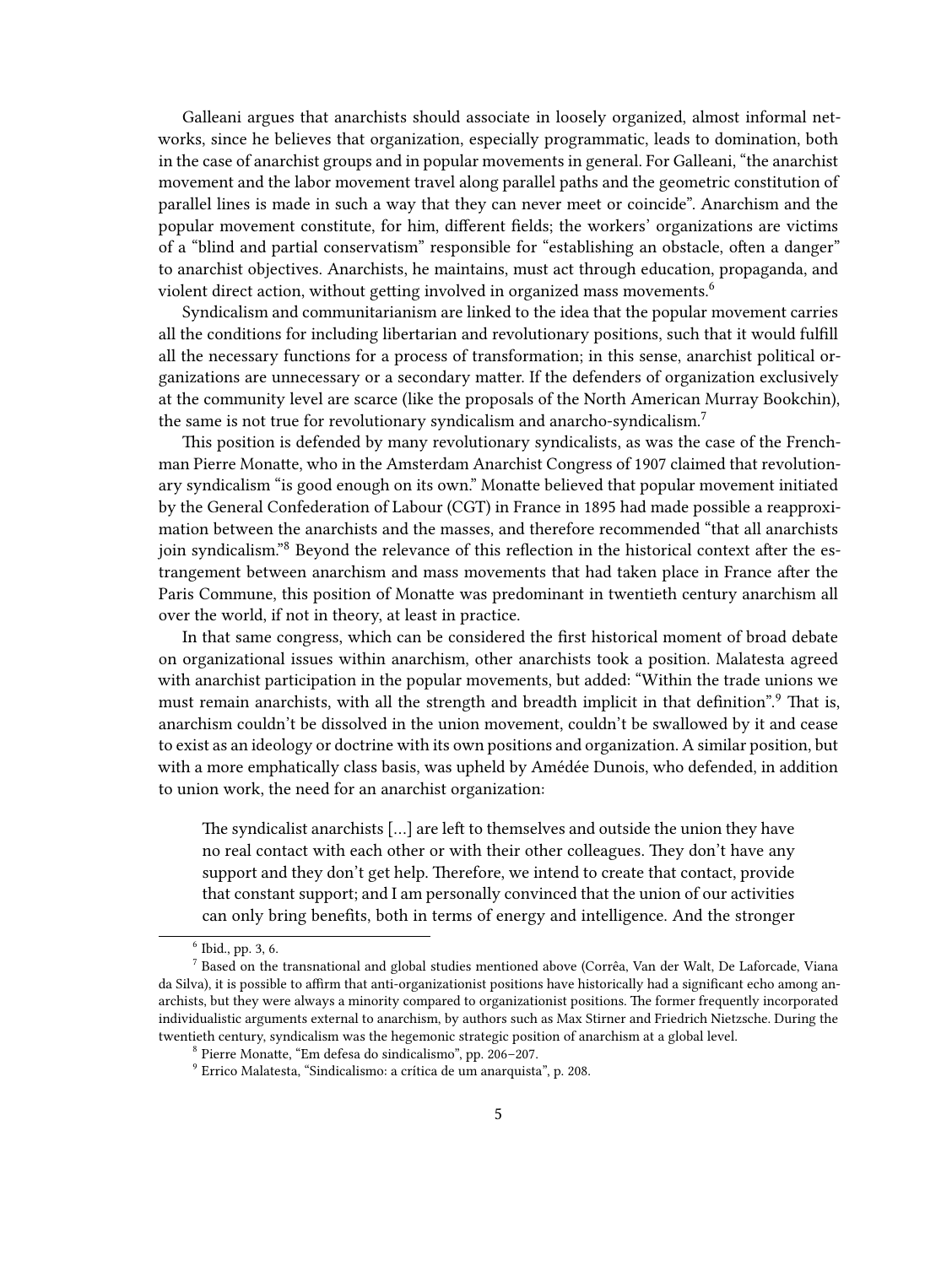Galleani argues that anarchists should associate in loosely organized, almost informal networks, since he believes that organization, especially programmatic, leads to domination, both in the case of anarchist groups and in popular movements in general. For Galleani, "the anarchist movement and the labor movement travel along parallel paths and the geometric constitution of parallel lines is made in such a way that they can never meet or coincide". Anarchism and the popular movement constitute, for him, different fields; the workers' organizations are victims of a "blind and partial conservatism" responsible for "establishing an obstacle, often a danger" to anarchist objectives. Anarchists, he maintains, must act through education, propaganda, and violent direct action, without getting involved in organized mass movements.[6]

Syndicalism and communitarianism are linked to the idea that the popular movement carries all the conditions for including libertarian and revolutionary positions, such that it would fulfill all the necessary functions for a process of transformation; in this sense, anarchist political organizations are unnecessary or a secondary matter. If the defenders of organization exclusively at the community level are scarce (like the proposals of the North American Murray Bookchin), the same is not true for revolutionary syndicalism and anarcho-syndicalism.[7]

This position is defended by many revolutionary syndicalists, as was the case of the Frenchman Pierre Monatte, who in the Amsterdam Anarchist Congress of 1907 claimed that revolutionary syndicalism "is good enough on its own." Monatte believed that popular movement initiated by the General Confederation of Labour (CGT) in France in 1895 had made possible a reapproximation between the anarchists and the masses, and therefore recommended "that all anarchists join syndicalism."[8] Beyond the relevance of this reflection in the historical context after the estrangement between anarchism and mass movements that had taken place in France after the Paris Commune, this position of Monatte was predominant in twentieth century anarchism all over the world, if not in theory, at least in practice.

In that same congress, which can be considered the first historical moment of broad debate on organizational issues within anarchism, other anarchists took a position. Malatesta agreed with anarchist participation in the popular movements, but added: "Within the trade unions we must remain anarchists, with all the strength and breadth implicit in that definition".[9] That is, anarchism couldn't be dissolved in the union movement, couldn't be swallowed by it and cease to exist as an ideology or doctrine with its own positions and organization. A similar position, but with a more emphatically class basis, was upheld by Amédée Dunois, who defended, in addition to union work, the need for an anarchist organization:

> The syndicalist anarchists […] are left to themselves and outside the union they have no real contact with each other or with their other colleagues. They don't have any support and they don't get help. Therefore, we intend to create that contact, provide that constant support; and I am personally convinced that the union of our activities can only bring benefits, both in terms of energy and intelligence. And the stronger

---

[6] Ibid., pp. 3, 6.

[7] Based on the transnational and global studies mentioned above (Corrêa, Van der Walt, De Laforcade, Viana da Silva), it is possible to affirm that anti-organizationist positions have historically had a significant echo among anarchists, but they were always a minority compared to organizationist positions. The former frequently incorporated individualistic arguments external to anarchism, by authors such as Max Stirner and Friedrich Nietzsche. During the twentieth century, syndicalism was the hegemonic strategic position of anarchism at a global level.

[8] Pierre Monatte, "Em defesa do sindicalismo", pp. 206–207.

[9] Errico Malatesta, "Sindicalismo: a crítica de um anarquista", p. 208.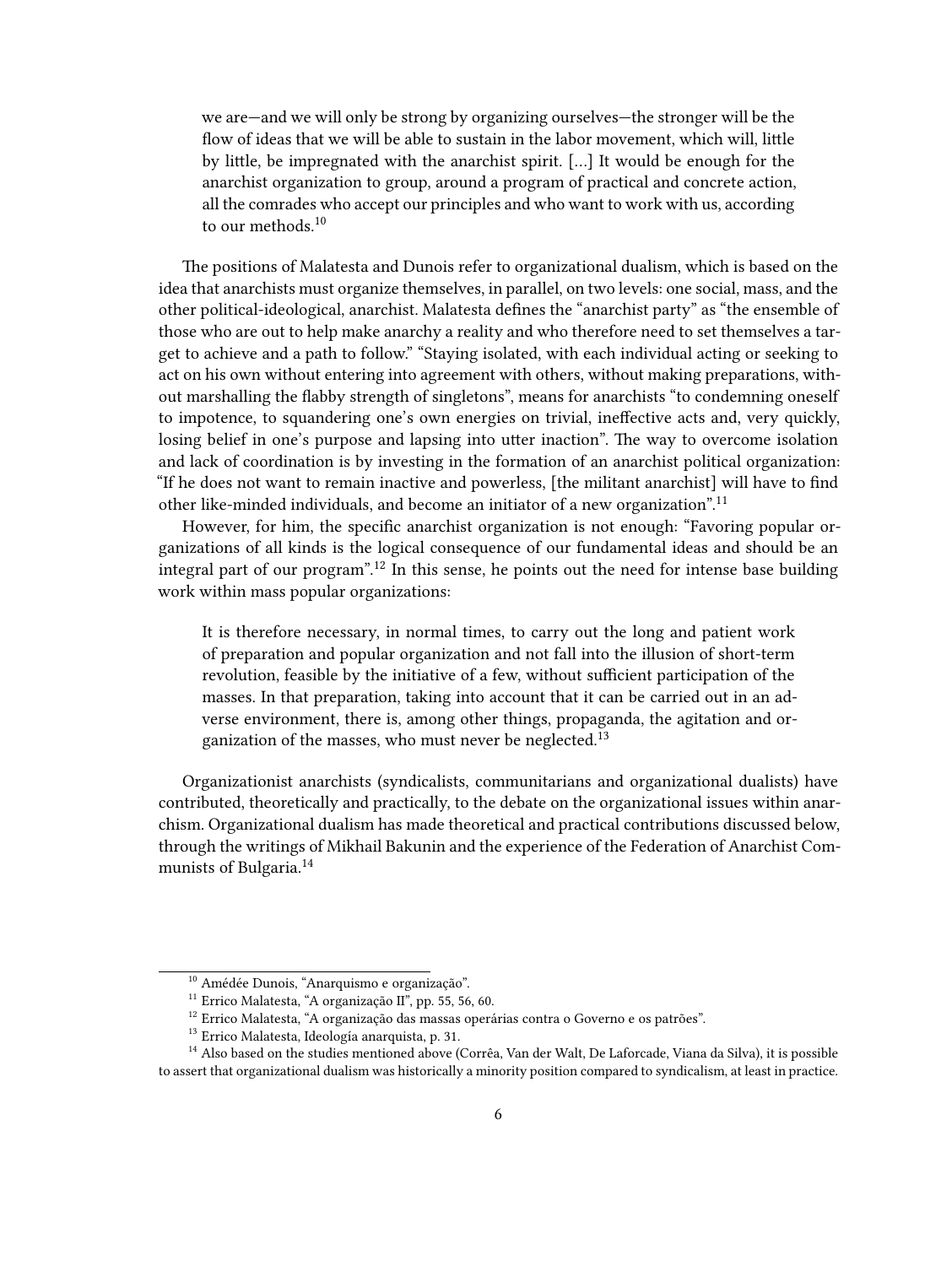> we are—and we will only be strong by organizing ourselves—the stronger will be the flow of ideas that we will be able to sustain in the labor movement, which will, little by little, be impregnated with the anarchist spirit. […] It would be enough for the anarchist organization to group, around a program of practical and concrete action, all the comrades who accept our principles and who want to work with us, according to our methods.[10]

The positions of Malatesta and Dunois refer to organizational dualism, which is based on the idea that anarchists must organize themselves, in parallel, on two levels: one social, mass, and the other political-ideological, anarchist. Malatesta defines the "anarchist party" as "the ensemble of those who are out to help make anarchy a reality and who therefore need to set themselves a target to achieve and a path to follow." "Staying isolated, with each individual acting or seeking to act on his own without entering into agreement with others, without making preparations, without marshalling the flabby strength of singletons", means for anarchists "to condemning oneself to impotence, to squandering one's own energies on trivial, ineffective acts and, very quickly, losing belief in one's purpose and lapsing into utter inaction". The way to overcome isolation and lack of coordination is by investing in the formation of an anarchist political organization: "If he does not want to remain inactive and powerless, [the militant anarchist] will have to find other like-minded individuals, and become an initiator of a new organization".[11]

However, for him, the specific anarchist organization is not enough: "Favoring popular organizations of all kinds is the logical consequence of our fundamental ideas and should be an integral part of our program".[12] In this sense, he points out the need for intense base building work within mass popular organizations:

> It is therefore necessary, in normal times, to carry out the long and patient work of preparation and popular organization and not fall into the illusion of short-term revolution, feasible by the initiative of a few, without sufficient participation of the masses. In that preparation, taking into account that it can be carried out in an adverse environment, there is, among other things, propaganda, the agitation and organization of the masses, who must never be neglected.[13]

Organizationist anarchists (syndicalists, communitarians and organizational dualists) have contributed, theoretically and practically, to the debate on the organizational issues within anarchism. Organizational dualism has made theoretical and practical contributions discussed below, through the writings of Mikhail Bakunin and the experience of the Federation of Anarchist Communists of Bulgaria.[14]

---

[10] Amédée Dunois, "Anarquismo e organização".

[11] Errico Malatesta, "A organização II", pp. 55, 56, 60.

[12] Errico Malatesta, "A organização das massas operárias contra o Governo e os patrões".

[13] Errico Malatesta, Ideología anarquista, p. 31.

[14] Also based on the studies mentioned above (Corrêa, Van der Walt, De Laforcade, Viana da Silva), it is possible to assert that organizational dualism was historically a minority position compared to syndicalism, at least in practice.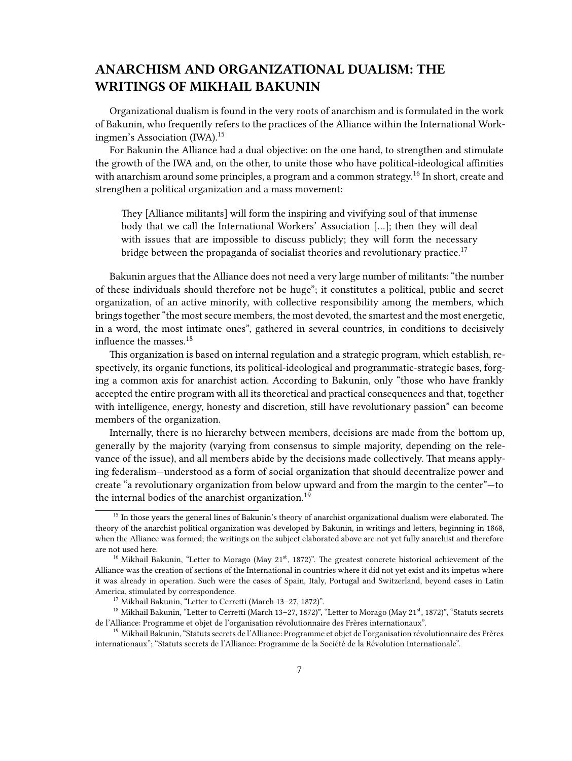## ANARCHISM AND ORGANIZATIONAL DUALISM: THE WRITINGS OF MIKHAIL BAKUNIN

Organizational dualism is found in the very roots of anarchism and is formulated in the work of Bakunin, who frequently refers to the practices of the Alliance within the International Workingmen's Association (IWA).[15]

For Bakunin the Alliance had a dual objective: on the one hand, to strengthen and stimulate the growth of the IWA and, on the other, to unite those who have political-ideological affinities with anarchism around some principles, a program and a common strategy.[16] In short, create and strengthen a political organization and a mass movement:

> They [Alliance militants] will form the inspiring and vivifying soul of that immense body that we call the International Workers' Association […]; then they will deal with issues that are impossible to discuss publicly; they will form the necessary bridge between the propaganda of socialist theories and revolutionary practice.[17]

Bakunin argues that the Alliance does not need a very large number of militants: "the number of these individuals should therefore not be huge"; it constitutes a political, public and secret organization, of an active minority, with collective responsibility among the members, which brings together "the most secure members, the most devoted, the smartest and the most energetic, in a word, the most intimate ones", gathered in several countries, in conditions to decisively influence the masses.[18]

This organization is based on internal regulation and a strategic program, which establish, respectively, its organic functions, its political-ideological and programmatic-strategic bases, forging a common axis for anarchist action. According to Bakunin, only "those who have frankly accepted the entire program with all its theoretical and practical consequences and that, together with intelligence, energy, honesty and discretion, still have revolutionary passion" can become members of the organization.

Internally, there is no hierarchy between members, decisions are made from the bottom up, generally by the majority (varying from consensus to simple majority, depending on the relevance of the issue), and all members abide by the decisions made collectively. That means applying federalism—understood as a form of social organization that should decentralize power and create "a revolutionary organization from below upward and from the margin to the center"—to the internal bodies of the anarchist organization.[19]

---

[15] In those years the general lines of Bakunin's theory of anarchist organizational dualism were elaborated. The theory of the anarchist political organization was developed by Bakunin, in writings and letters, beginning in 1868, when the Alliance was formed; the writings on the subject elaborated above are not yet fully anarchist and therefore are not used here.

[16] Mikhail Bakunin, "Letter to Morago (May 21st, 1872)". The greatest concrete historical achievement of the Alliance was the creation of sections of the International in countries where it did not yet exist and its impetus where it was already in operation. Such were the cases of Spain, Italy, Portugal and Switzerland, beyond cases in Latin America, stimulated by correspondence.

[17] Mikhail Bakunin, "Letter to Cerretti (March 13–27, 1872)".

[18] Mikhail Bakunin, "Letter to Cerretti (March 13–27, 1872)", "Letter to Morago (May 21st, 1872)", "Statuts secrets de l'Alliance: Programme et objet de l'organisation révolutionnaire des Frères internationaux".

[19] Mikhail Bakunin, "Statuts secrets de l'Alliance: Programme et objet de l'organisation révolutionnaire des Frères internationaux"; "Statuts secrets de l'Alliance: Programme de la Société de la Révolution Internationale".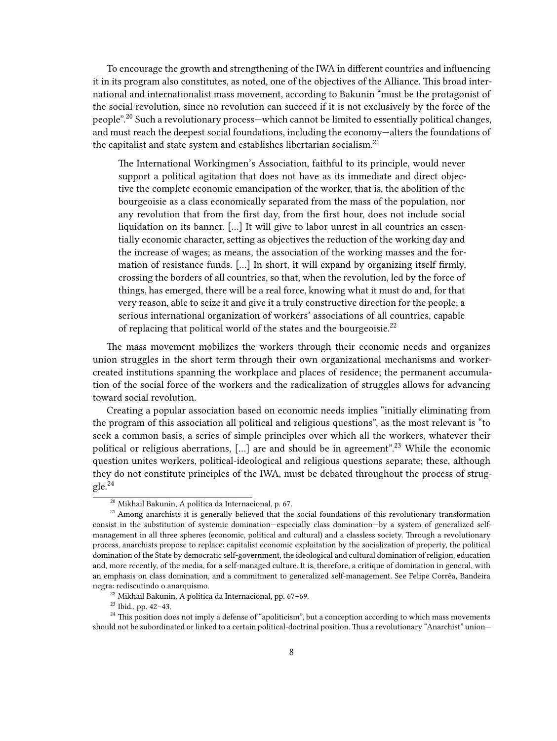To encourage the growth and strengthening of the IWA in different countries and influencing it in its program also constitutes, as noted, one of the objectives of the Alliance. This broad international and internationalist mass movement, according to Bakunin "must be the protagonist of the social revolution, since no revolution can succeed if it is not exclusively by the force of the people".[20] Such a revolutionary process—which cannot be limited to essentially political changes, and must reach the deepest social foundations, including the economy—alters the foundations of the capitalist and state system and establishes libertarian socialism.[21]

> The International Workingmen's Association, faithful to its principle, would never support a political agitation that does not have as its immediate and direct objective the complete economic emancipation of the worker, that is, the abolition of the bourgeoisie as a class economically separated from the mass of the population, nor any revolution that from the first day, from the first hour, does not include social liquidation on its banner. […] It will give to labor unrest in all countries an essentially economic character, setting as objectives the reduction of the working day and the increase of wages; as means, the association of the working masses and the formation of resistance funds. […] In short, it will expand by organizing itself firmly, crossing the borders of all countries, so that, when the revolution, led by the force of things, has emerged, there will be a real force, knowing what it must do and, for that very reason, able to seize it and give it a truly constructive direction for the people; a serious international organization of workers' associations of all countries, capable of replacing that political world of the states and the bourgeoisie.[22]

The mass movement mobilizes the workers through their economic needs and organizes union struggles in the short term through their own organizational mechanisms and worker-created institutions spanning the workplace and places of residence; the permanent accumulation of the social force of the workers and the radicalization of struggles allows for advancing toward social revolution.

Creating a popular association based on economic needs implies "initially eliminating from the program of this association all political and religious questions", as the most relevant is "to seek a common basis, a series of simple principles over which all the workers, whatever their political or religious aberrations, […] are and should be in agreement".[23] While the economic question unites workers, political-ideological and religious questions separate; these, although they do not constitute principles of the IWA, must be debated throughout the process of struggle.[24]

---

[20] Mikhail Bakunin, A política da Internacional, p. 67.

[21] Among anarchists it is generally believed that the social foundations of this revolutionary transformation consist in the substitution of systemic domination—especially class domination—by a system of generalized self-management in all three spheres (economic, political and cultural) and a classless society. Through a revolutionary process, anarchists propose to replace: capitalist economic exploitation by the socialization of property, the political domination of the State by democratic self-government, the ideological and cultural domination of religion, education and, more recently, of the media, for a self-managed culture. It is, therefore, a critique of domination in general, with an emphasis on class domination, and a commitment to generalized self-management. See Felipe Corrêa, Bandeira negra: rediscutindo o anarquismo.

[22] Mikhail Bakunin, A política da Internacional, pp. 67–69.

[23] Ibid., pp. 42–43.

[24] This position does not imply a defense of "apoliticism", but a conception according to which mass movements should not be subordinated or linked to a certain political-doctrinal position. Thus a revolutionary "Anarchist" union—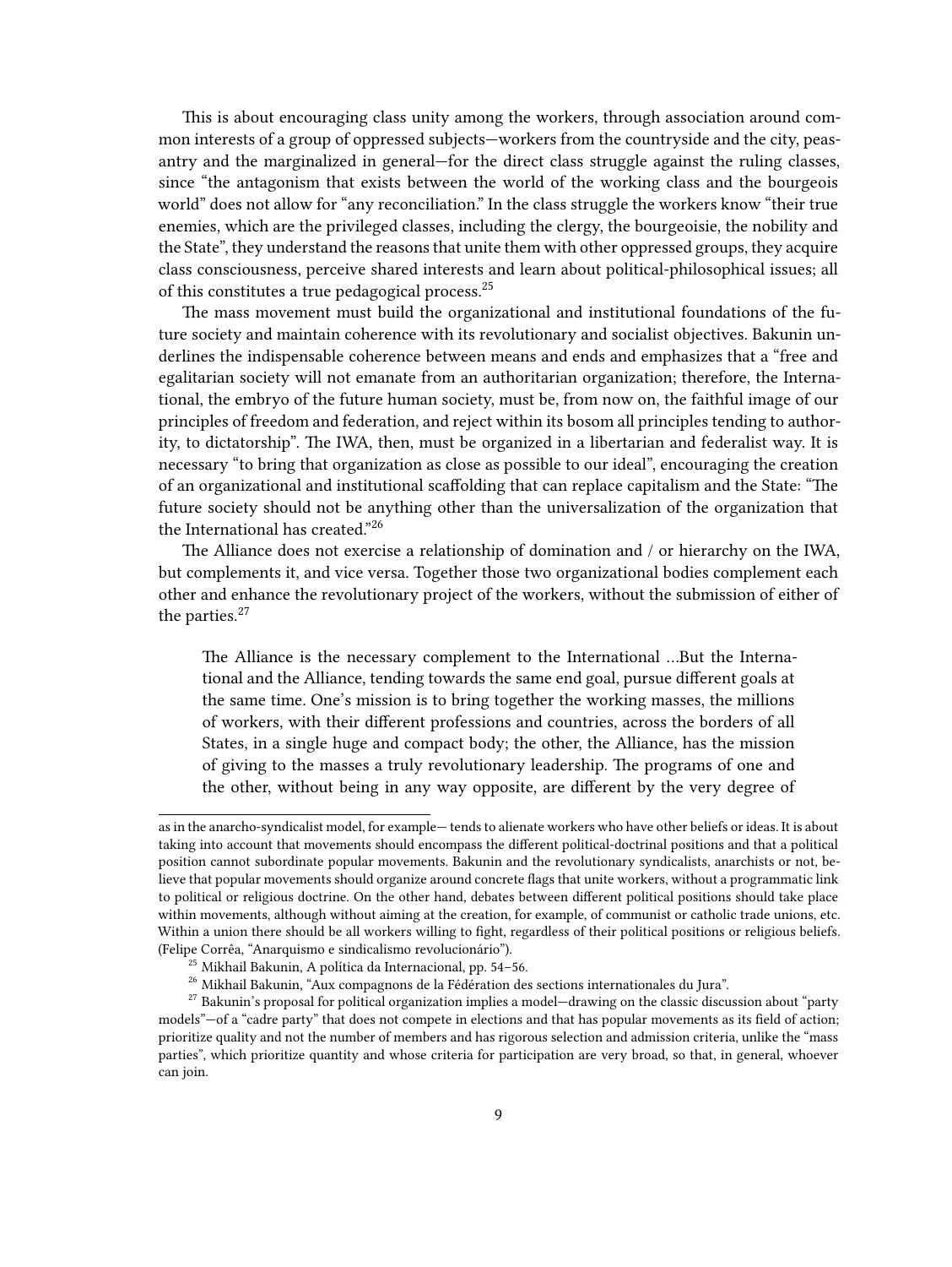This is about encouraging class unity among the workers, through association around common interests of a group of oppressed subjects—workers from the countryside and the city, peasantry and the marginalized in general—for the direct class struggle against the ruling classes, since "the antagonism that exists between the world of the working class and the bourgeois world" does not allow for "any reconciliation." In the class struggle the workers know "their true enemies, which are the privileged classes, including the clergy, the bourgeoisie, the nobility and the State", they understand the reasons that unite them with other oppressed groups, they acquire class consciousness, perceive shared interests and learn about political-philosophical issues; all of this constitutes a true pedagogical process.[25]

The mass movement must build the organizational and institutional foundations of the future society and maintain coherence with its revolutionary and socialist objectives. Bakunin underlines the indispensable coherence between means and ends and emphasizes that a "free and egalitarian society will not emanate from an authoritarian organization; therefore, the International, the embryo of the future human society, must be, from now on, the faithful image of our principles of freedom and federation, and reject within its bosom all principles tending to authority, to dictatorship". The IWA, then, must be organized in a libertarian and federalist way. It is necessary "to bring that organization as close as possible to our ideal", encouraging the creation of an organizational and institutional scaffolding that can replace capitalism and the State: "The future society should not be anything other than the universalization of the organization that the International has created."[26]

The Alliance does not exercise a relationship of domination and / or hierarchy on the IWA, but complements it, and vice versa. Together those two organizational bodies complement each other and enhance the revolutionary project of the workers, without the submission of either of the parties.[27]

> The Alliance is the necessary complement to the International …But the International and the Alliance, tending towards the same end goal, pursue different goals at the same time. One's mission is to bring together the working masses, the millions of workers, with their different professions and countries, across the borders of all States, in a single huge and compact body; the other, the Alliance, has the mission of giving to the masses a truly revolutionary leadership. The programs of one and the other, without being in any way opposite, are different by the very degree of

---

as in the anarcho-syndicalist model, for example— tends to alienate workers who have other beliefs or ideas. It is about taking into account that movements should encompass the different political-doctrinal positions and that a political position cannot subordinate popular movements. Bakunin and the revolutionary syndicalists, anarchists or not, believe that popular movements should organize around concrete flags that unite workers, without a programmatic link to political or religious doctrine. On the other hand, debates between different political positions should take place within movements, although without aiming at the creation, for example, of communist or catholic trade unions, etc. Within a union there should be all workers willing to fight, regardless of their political positions or religious beliefs. (Felipe Corrêa, "Anarquismo e sindicalismo revolucionário").

[25] Mikhail Bakunin, A política da Internacional, pp. 54–56.

[26] Mikhail Bakunin, "Aux compagnons de la Fédération des sections internationales du Jura".

[27] Bakunin's proposal for political organization implies a model—drawing on the classic discussion about "party models"—of a "cadre party" that does not compete in elections and that has popular movements as its field of action; prioritize quality and not the number of members and has rigorous selection and admission criteria, unlike the "mass parties", which prioritize quantity and whose criteria for participation are very broad, so that, in general, whoever can join.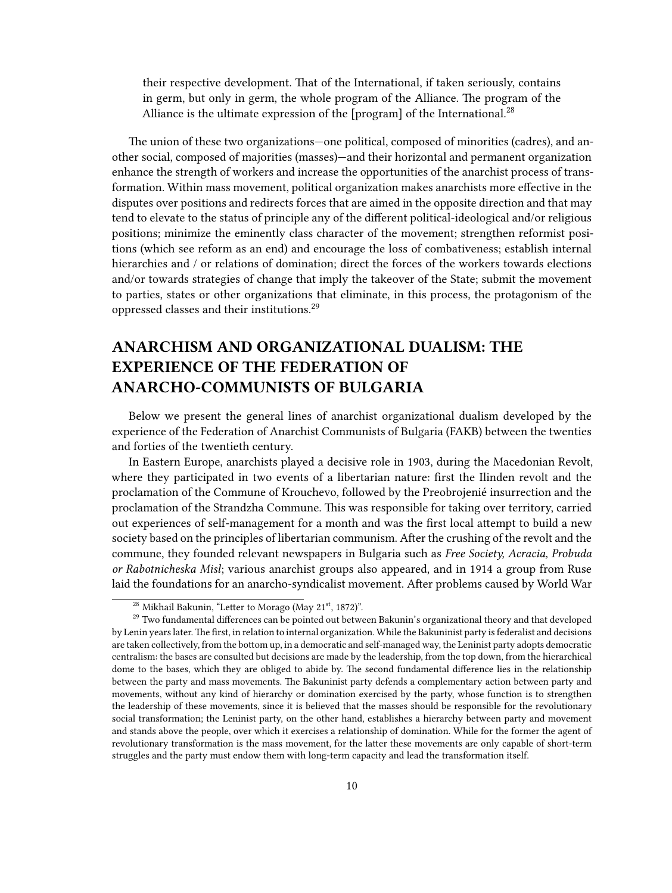> their respective development. That of the International, if taken seriously, contains in germ, but only in germ, the whole program of the Alliance. The program of the Alliance is the ultimate expression of the [program] of the International.[28]

The union of these two organizations—one political, composed of minorities (cadres), and another social, composed of majorities (masses)—and their horizontal and permanent organization enhance the strength of workers and increase the opportunities of the anarchist process of transformation. Within mass movement, political organization makes anarchists more effective in the disputes over positions and redirects forces that are aimed in the opposite direction and that may tend to elevate to the status of principle any of the different political-ideological and/or religious positions; minimize the eminently class character of the movement; strengthen reformist positions (which see reform as an end) and encourage the loss of combativeness; establish internal hierarchies and / or relations of domination; direct the forces of the workers towards elections and/or towards strategies of change that imply the takeover of the State; submit the movement to parties, states or other organizations that eliminate, in this process, the protagonism of the oppressed classes and their institutions.[29]

## ANARCHISM AND ORGANIZATIONAL DUALISM: THE EXPERIENCE OF THE FEDERATION OF ANARCHO-COMMUNISTS OF BULGARIA

Below we present the general lines of anarchist organizational dualism developed by the experience of the Federation of Anarchist Communists of Bulgaria (FAKB) between the twenties and forties of the twentieth century.

In Eastern Europe, anarchists played a decisive role in 1903, during the Macedonian Revolt, where they participated in two events of a libertarian nature: first the Ilinden revolt and the proclamation of the Commune of Krouchevo, followed by the Preobrojenié insurrection and the proclamation of the Strandzha Commune. This was responsible for taking over territory, carried out experiences of self-management for a month and was the first local attempt to build a new society based on the principles of libertarian communism. After the crushing of the revolt and the commune, they founded relevant newspapers in Bulgaria such as *Free Society, Acracia, Probuda or Rabotnicheska Misl*; various anarchist groups also appeared, and in 1914 a group from Ruse laid the foundations for an anarcho-syndicalist movement. After problems caused by World War

---

[28] Mikhail Bakunin, "Letter to Morago (May 21st, 1872)".

[29] Two fundamental differences can be pointed out between Bakunin's organizational theory and that developed by Lenin years later. The first, in relation to internal organization. While the Bakuninist party is federalist and decisions are taken collectively, from the bottom up, in a democratic and self-managed way, the Leninist party adopts democratic centralism: the bases are consulted but decisions are made by the leadership, from the top down, from the hierarchical dome to the bases, which they are obliged to abide by. The second fundamental difference lies in the relationship between the party and mass movements. The Bakuninist party defends a complementary action between party and movements, without any kind of hierarchy or domination exercised by the party, whose function is to strengthen the leadership of these movements, since it is believed that the masses should be responsible for the revolutionary social transformation; the Leninist party, on the other hand, establishes a hierarchy between party and movement and stands above the people, over which it exercises a relationship of domination. While for the former the agent of revolutionary transformation is the mass movement, for the latter these movements are only capable of short-term struggles and the party must endow them with long-term capacity and lead the transformation itself.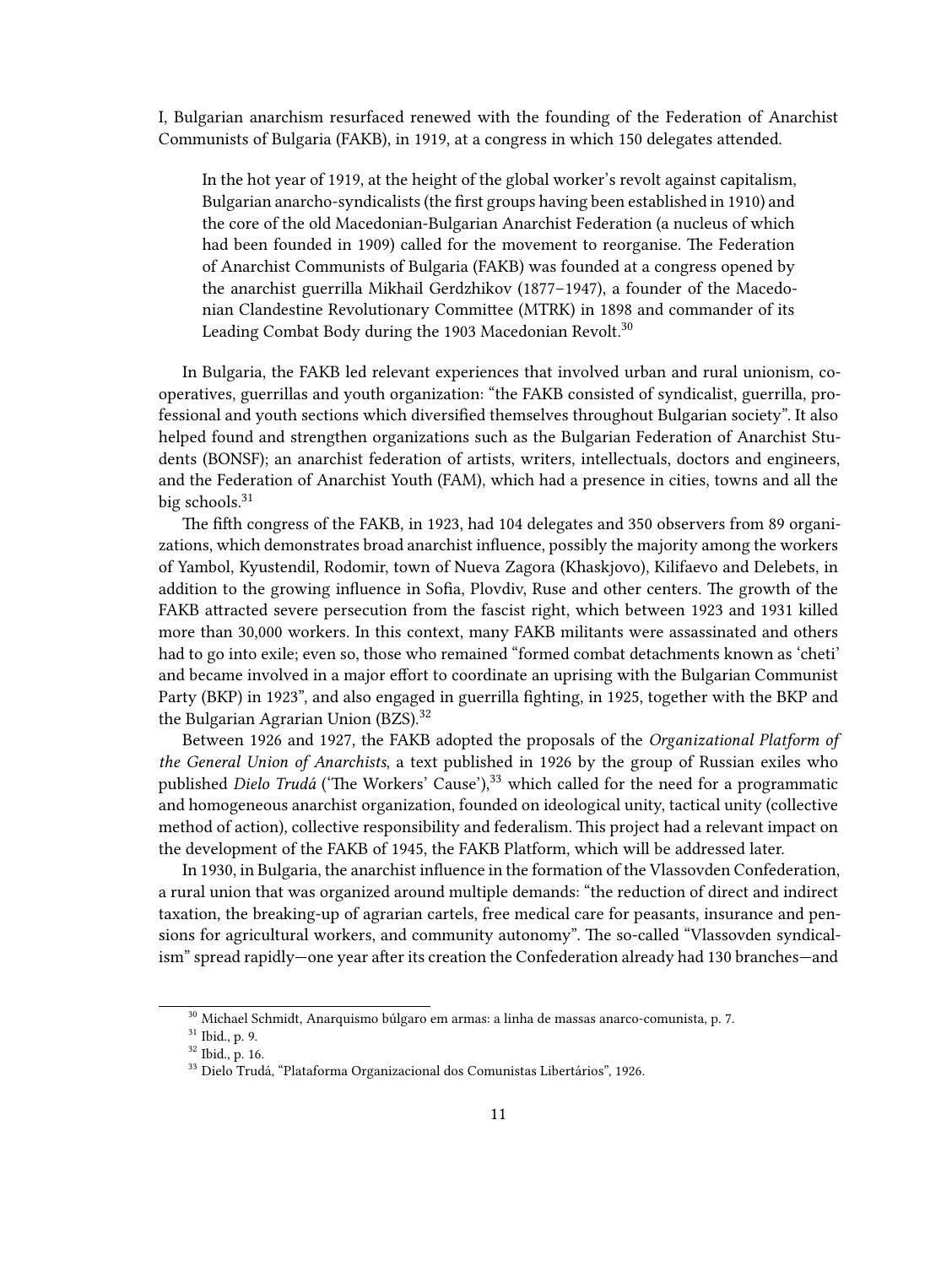I, Bulgarian anarchism resurfaced renewed with the founding of the Federation of Anarchist Communists of Bulgaria (FAKB), in 1919, at a congress in which 150 delegates attended.

> In the hot year of 1919, at the height of the global worker's revolt against capitalism, Bulgarian anarcho-syndicalists (the first groups having been established in 1910) and the core of the old Macedonian-Bulgarian Anarchist Federation (a nucleus of which had been founded in 1909) called for the movement to reorganise. The Federation of Anarchist Communists of Bulgaria (FAKB) was founded at a congress opened by the anarchist guerrilla Mikhail Gerdzhikov (1877–1947), a founder of the Macedonian Clandestine Revolutionary Committee (MTRK) in 1898 and commander of its Leading Combat Body during the 1903 Macedonian Revolt.[30]

In Bulgaria, the FAKB led relevant experiences that involved urban and rural unionism, cooperatives, guerrillas and youth organization: "the FAKB consisted of syndicalist, guerrilla, professional and youth sections which diversified themselves throughout Bulgarian society". It also helped found and strengthen organizations such as the Bulgarian Federation of Anarchist Students (BONSF); an anarchist federation of artists, writers, intellectuals, doctors and engineers, and the Federation of Anarchist Youth (FAM), which had a presence in cities, towns and all the big schools.[31]

The fifth congress of the FAKB, in 1923, had 104 delegates and 350 observers from 89 organizations, which demonstrates broad anarchist influence, possibly the majority among the workers of Yambol, Kyustendil, Rodomir, town of Nueva Zagora (Khaskjovo), Kilifaevo and Delebets, in addition to the growing influence in Sofia, Plovdiv, Ruse and other centers. The growth of the FAKB attracted severe persecution from the fascist right, which between 1923 and 1931 killed more than 30,000 workers. In this context, many FAKB militants were assassinated and others had to go into exile; even so, those who remained "formed combat detachments known as 'cheti' and became involved in a major effort to coordinate an uprising with the Bulgarian Communist Party (BKP) in 1923", and also engaged in guerrilla fighting, in 1925, together with the BKP and the Bulgarian Agrarian Union (BZS).[32]

Between 1926 and 1927, the FAKB adopted the proposals of the *Organizational Platform of the General Union of Anarchists*, a text published in 1926 by the group of Russian exiles who published *Dielo Trudá* ('The Workers' Cause'),[33] which called for the need for a programmatic and homogeneous anarchist organization, founded on ideological unity, tactical unity (collective method of action), collective responsibility and federalism. This project had a relevant impact on the development of the FAKB of 1945, the FAKB Platform, which will be addressed later.

In 1930, in Bulgaria, the anarchist influence in the formation of the Vlassovden Confederation, a rural union that was organized around multiple demands: "the reduction of direct and indirect taxation, the breaking-up of agrarian cartels, free medical care for peasants, insurance and pensions for agricultural workers, and community autonomy". The so-called "Vlassovden syndicalism" spread rapidly—one year after its creation the Confederation already had 130 branches—and

[30] Michael Schmidt, Anarquismo búlgaro em armas: a linha de massas anarco-comunista, p. 7.

[31] Ibid., p. 9.

[32] Ibid., p. 16.

[33] Dielo Trudá, "Plataforma Organizacional dos Comunistas Libertários", 1926.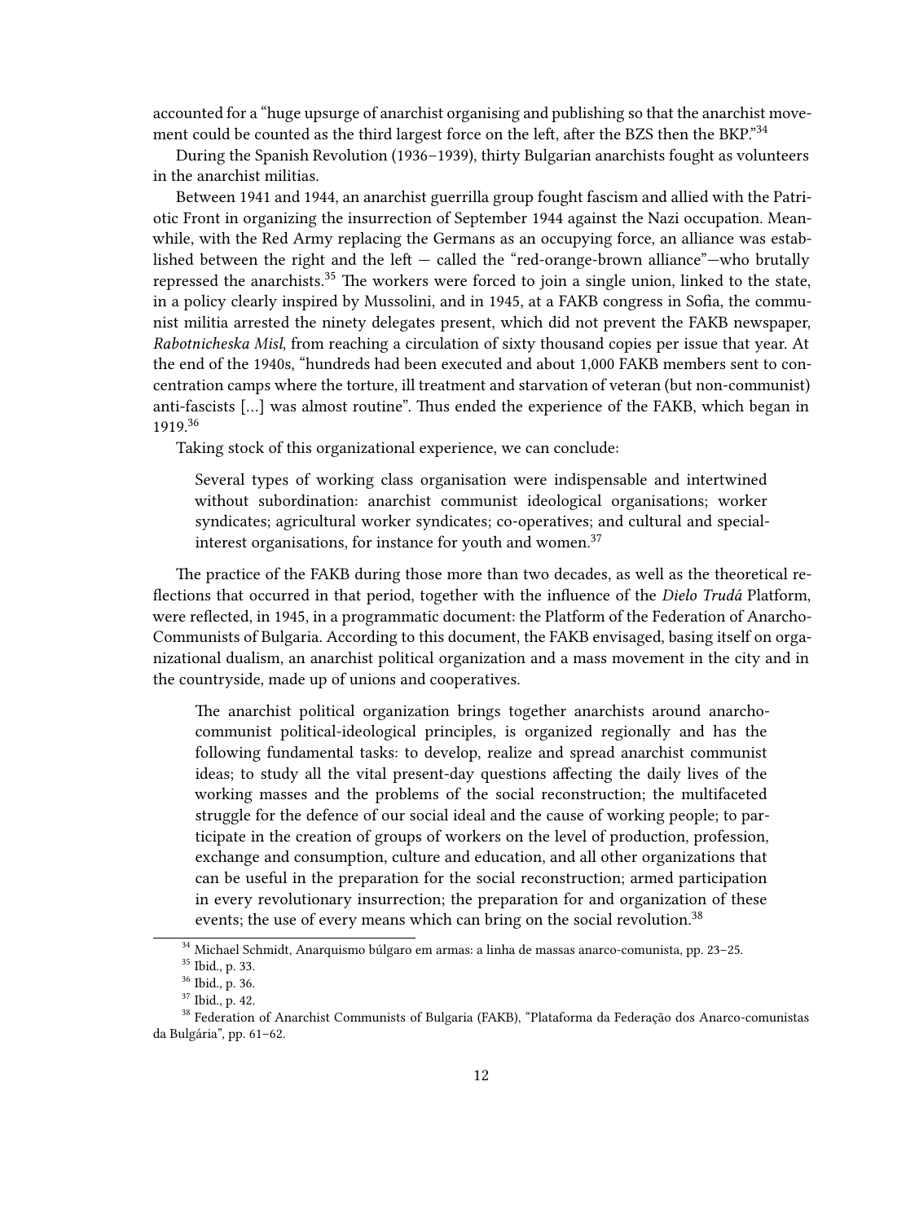accounted for a "huge upsurge of anarchist organising and publishing so that the anarchist movement could be counted as the third largest force on the left, after the BZS then the BKP."[34]

During the Spanish Revolution (1936–1939), thirty Bulgarian anarchists fought as volunteers in the anarchist militias.

Between 1941 and 1944, an anarchist guerrilla group fought fascism and allied with the Patriotic Front in organizing the insurrection of September 1944 against the Nazi occupation. Meanwhile, with the Red Army replacing the Germans as an occupying force, an alliance was established between the right and the left — called the "red-orange-brown alliance"—who brutally repressed the anarchists.[35] The workers were forced to join a single union, linked to the state, in a policy clearly inspired by Mussolini, and in 1945, at a FAKB congress in Sofia, the communist militia arrested the ninety delegates present, which did not prevent the FAKB newspaper, *Rabotnicheska Misl*, from reaching a circulation of sixty thousand copies per issue that year. At the end of the 1940s, "hundreds had been executed and about 1,000 FAKB members sent to concentration camps where the torture, ill treatment and starvation of veteran (but non-communist) anti-fascists […] was almost routine". Thus ended the experience of the FAKB, which began in 1919.[36]

Taking stock of this organizational experience, we can conclude:

> Several types of working class organisation were indispensable and intertwined without subordination: anarchist communist ideological organisations; worker syndicates; agricultural worker syndicates; co-operatives; and cultural and special-interest organisations, for instance for youth and women.[37]

The practice of the FAKB during those more than two decades, as well as the theoretical reflections that occurred in that period, together with the influence of the *Dielo Trudá* Platform, were reflected, in 1945, in a programmatic document: the Platform of the Federation of Anarcho-Communists of Bulgaria. According to this document, the FAKB envisaged, basing itself on organizational dualism, an anarchist political organization and a mass movement in the city and in the countryside, made up of unions and cooperatives.

> The anarchist political organization brings together anarchists around anarcho-communist political-ideological principles, is organized regionally and has the following fundamental tasks: to develop, realize and spread anarchist communist ideas; to study all the vital present-day questions affecting the daily lives of the working masses and the problems of the social reconstruction; the multifaceted struggle for the defence of our social ideal and the cause of working people; to participate in the creation of groups of workers on the level of production, profession, exchange and consumption, culture and education, and all other organizations that can be useful in the preparation for the social reconstruction; armed participation in every revolutionary insurrection; the preparation for and organization of these events; the use of every means which can bring on the social revolution.[38]

---

[34] Michael Schmidt, Anarquismo búlgaro em armas: a linha de massas anarco-comunista, pp. 23–25.

[35] Ibid., p. 33.

[36] Ibid., p. 36.

[37] Ibid., p. 42.

[38] Federation of Anarchist Communists of Bulgaria (FAKB), "Plataforma da Federação dos Anarco-comunistas da Bulgária", pp. 61–62.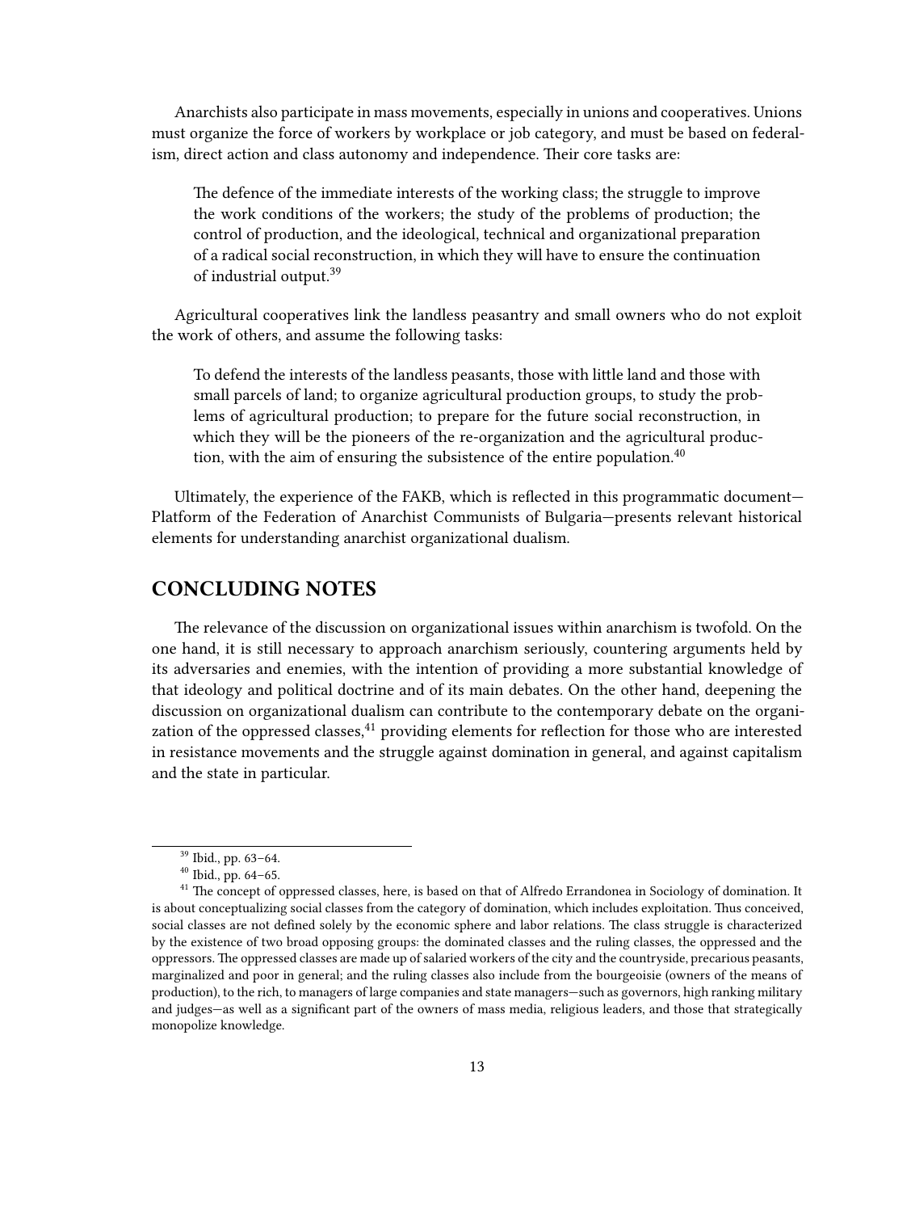Anarchists also participate in mass movements, especially in unions and cooperatives. Unions must organize the force of workers by workplace or job category, and must be based on federalism, direct action and class autonomy and independence. Their core tasks are:

> The defence of the immediate interests of the working class; the struggle to improve the work conditions of the workers; the study of the problems of production; the control of production, and the ideological, technical and organizational preparation of a radical social reconstruction, in which they will have to ensure the continuation of industrial output.[39]

Agricultural cooperatives link the landless peasantry and small owners who do not exploit the work of others, and assume the following tasks:

> To defend the interests of the landless peasants, those with little land and those with small parcels of land; to organize agricultural production groups, to study the problems of agricultural production; to prepare for the future social reconstruction, in which they will be the pioneers of the re-organization and the agricultural production, with the aim of ensuring the subsistence of the entire population.[40]

Ultimately, the experience of the FAKB, which is reflected in this programmatic document—Platform of the Federation of Anarchist Communists of Bulgaria—presents relevant historical elements for understanding anarchist organizational dualism.

## CONCLUDING NOTES

The relevance of the discussion on organizational issues within anarchism is twofold. On the one hand, it is still necessary to approach anarchism seriously, countering arguments held by its adversaries and enemies, with the intention of providing a more substantial knowledge of that ideology and political doctrine and of its main debates. On the other hand, deepening the discussion on organizational dualism can contribute to the contemporary debate on the organization of the oppressed classes,[41] providing elements for reflection for those who are interested in resistance movements and the struggle against domination in general, and against capitalism and the state in particular.

---

[39] Ibid., pp. 63–64.

[40] Ibid., pp. 64–65.

[41] The concept of oppressed classes, here, is based on that of Alfredo Errandonea in Sociology of domination. It is about conceptualizing social classes from the category of domination, which includes exploitation. Thus conceived, social classes are not defined solely by the economic sphere and labor relations. The class struggle is characterized by the existence of two broad opposing groups: the dominated classes and the ruling classes, the oppressed and the oppressors. The oppressed classes are made up of salaried workers of the city and the countryside, precarious peasants, marginalized and poor in general; and the ruling classes also include from the bourgeoisie (owners of the means of production), to the rich, to managers of large companies and state managers—such as governors, high ranking military and judges—as well as a significant part of the owners of mass media, religious leaders, and those that strategically monopolize knowledge.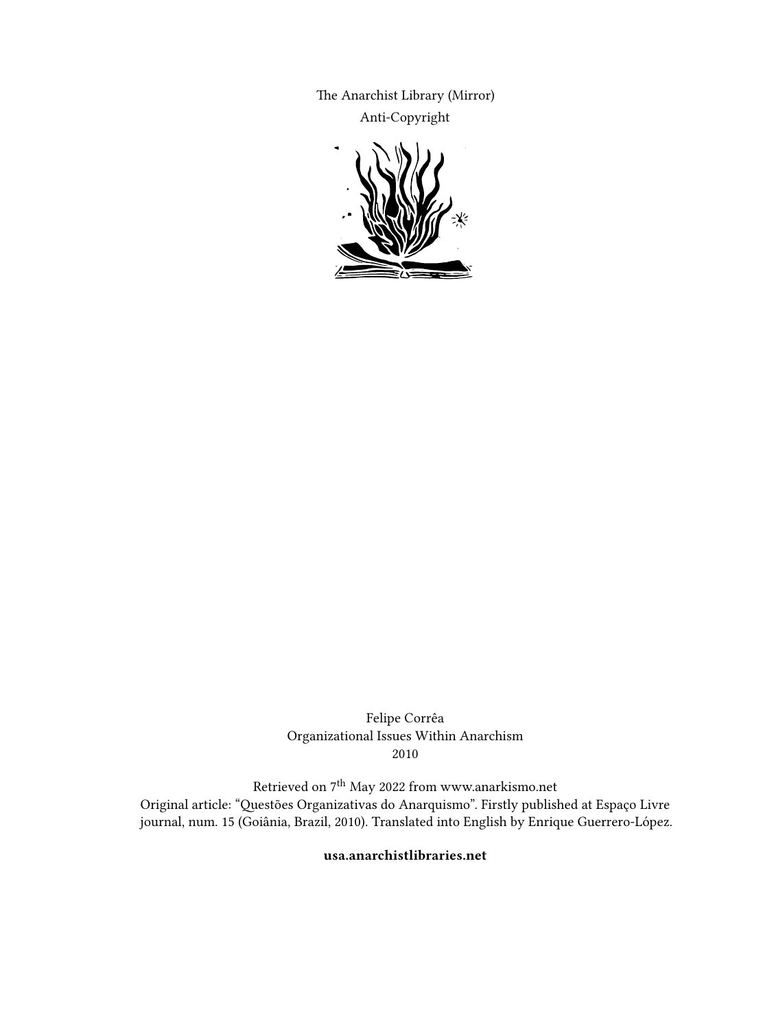The Anarchist Library (Mirror)
Anti-Copyright

Felipe Corrêa
Organizational Issues Within Anarchism
2010

Retrieved on 7th May 2022 from www.anarkismo.net
Original article: "Questões Organizativas do Anarquismo". Firstly published at Espaço Livre journal, num. 15 (Goiânia, Brazil, 2010). Translated into English by Enrique Guerrero-López.

**usa.anarchistlibraries.net**